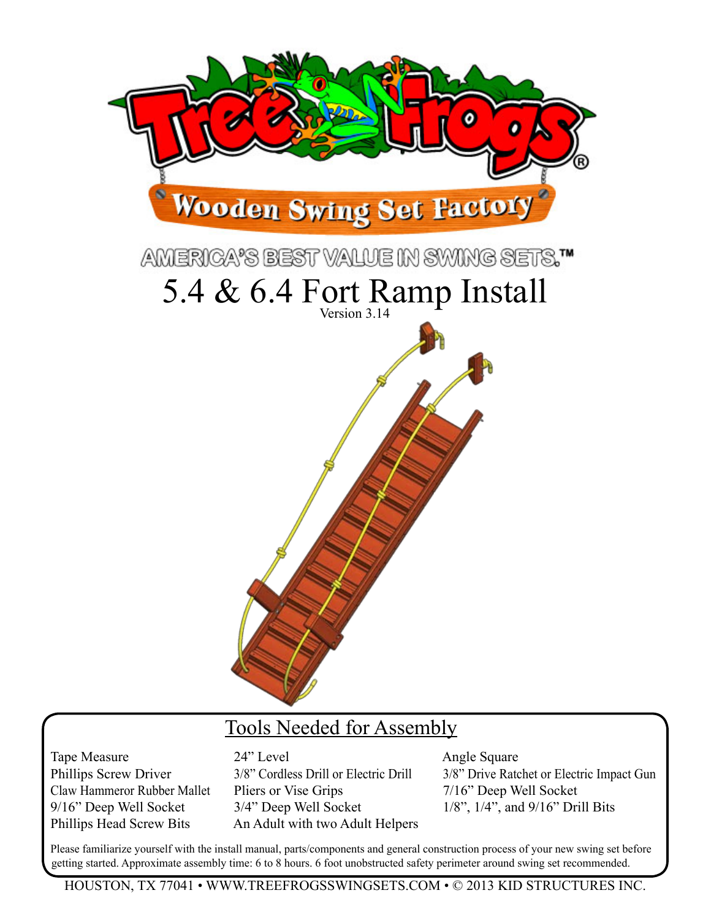# Tree Frogs

## Wooden Swing Set Factory

AMERICA'S BEST VALUE IN SWING SETS.™

# 5.4 & 6.4 Fort Ramp Install

Version 3.14

## Tools Needed for Assembly

| | | |
|---|---|---|
| Tape Measure | 24" Level | Angle Square |
| Phillips Screw Driver | 3/8" Cordless Drill or Electric Drill | 3/8" Drive Ratchet or Electric Impact Gun |
| Claw Hammeror Rubber Mallet | Pliers or Vise Grips | 7/16" Deep Well Socket |
| 9/16" Deep Well Socket | 3/4" Deep Well Socket | 1/8", 1/4", and 9/16" Drill Bits |
| Phillips Head Screw Bits | An Adult with two Adult Helpers | |

Please familiarize yourself with the install manual, parts/components and general construction process of your new swing set before getting started. Approximate assembly time: 6 to 8 hours. 6 foot unobstructed safety perimeter around swing set recommended.

HOUSTON, TX 77041 • WWW.TREEFROGSSWINGSETS.COM • © 2013 KID STRUCTURES INC.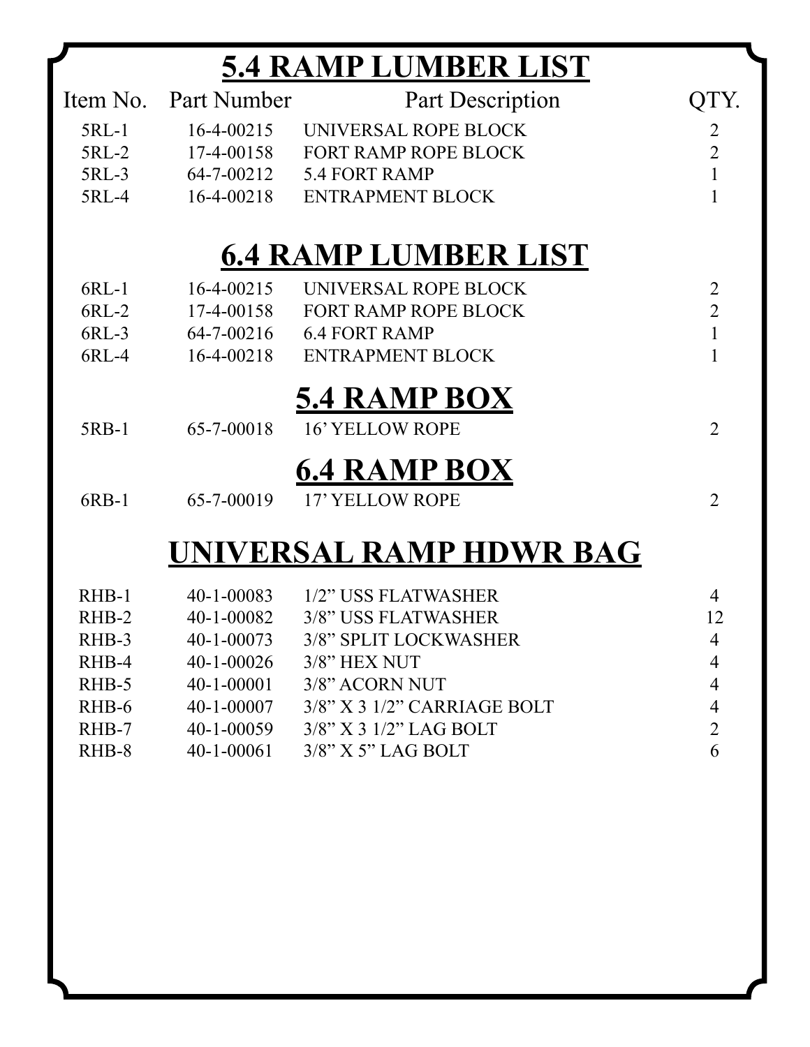# 5.4 RAMP LUMBER LIST

| Item No. | Part Number | Part Description | QTY. |
|---|---|---|---|
| 5RL-1 | 16-4-00215 | UNIVERSAL ROPE BLOCK | 2 |
| 5RL-2 | 17-4-00158 | FORT RAMP ROPE BLOCK | 2 |
| 5RL-3 | 64-7-00212 | 5.4 FORT RAMP | 1 |
| 5RL-4 | 16-4-00218 | ENTRAPMENT BLOCK | 1 |

# 6.4 RAMP LUMBER LIST

| Item No. | Part Number | Part Description | QTY. |
|---|---|---|---|
| 6RL-1 | 16-4-00215 | UNIVERSAL ROPE BLOCK | 2 |
| 6RL-2 | 17-4-00158 | FORT RAMP ROPE BLOCK | 2 |
| 6RL-3 | 64-7-00216 | 6.4 FORT RAMP | 1 |
| 6RL-4 | 16-4-00218 | ENTRAPMENT BLOCK | 1 |

# 5.4 RAMP BOX

| Item No. | Part Number | Part Description | QTY. |
|---|---|---|---|
| 5RB-1 | 65-7-00018 | 16' YELLOW ROPE | 2 |

# 6.4 RAMP BOX

| Item No. | Part Number | Part Description | QTY. |
|---|---|---|---|
| 6RB-1 | 65-7-00019 | 17' YELLOW ROPE | 2 |

# UNIVERSAL RAMP HDWR BAG

| Item No. | Part Number | Part Description | QTY. |
|---|---|---|---|
| RHB-1 | 40-1-00083 | 1/2" USS FLATWASHER | 4 |
| RHB-2 | 40-1-00082 | 3/8" USS FLATWASHER | 12 |
| RHB-3 | 40-1-00073 | 3/8" SPLIT LOCKWASHER | 4 |
| RHB-4 | 40-1-00026 | 3/8" HEX NUT | 4 |
| RHB-5 | 40-1-00001 | 3/8" ACORN NUT | 4 |
| RHB-6 | 40-1-00007 | 3/8" X 3 1/2" CARRIAGE BOLT | 4 |
| RHB-7 | 40-1-00059 | 3/8" X 3 1/2" LAG BOLT | 2 |
| RHB-8 | 40-1-00061 | 3/8" X 5" LAG BOLT | 6 |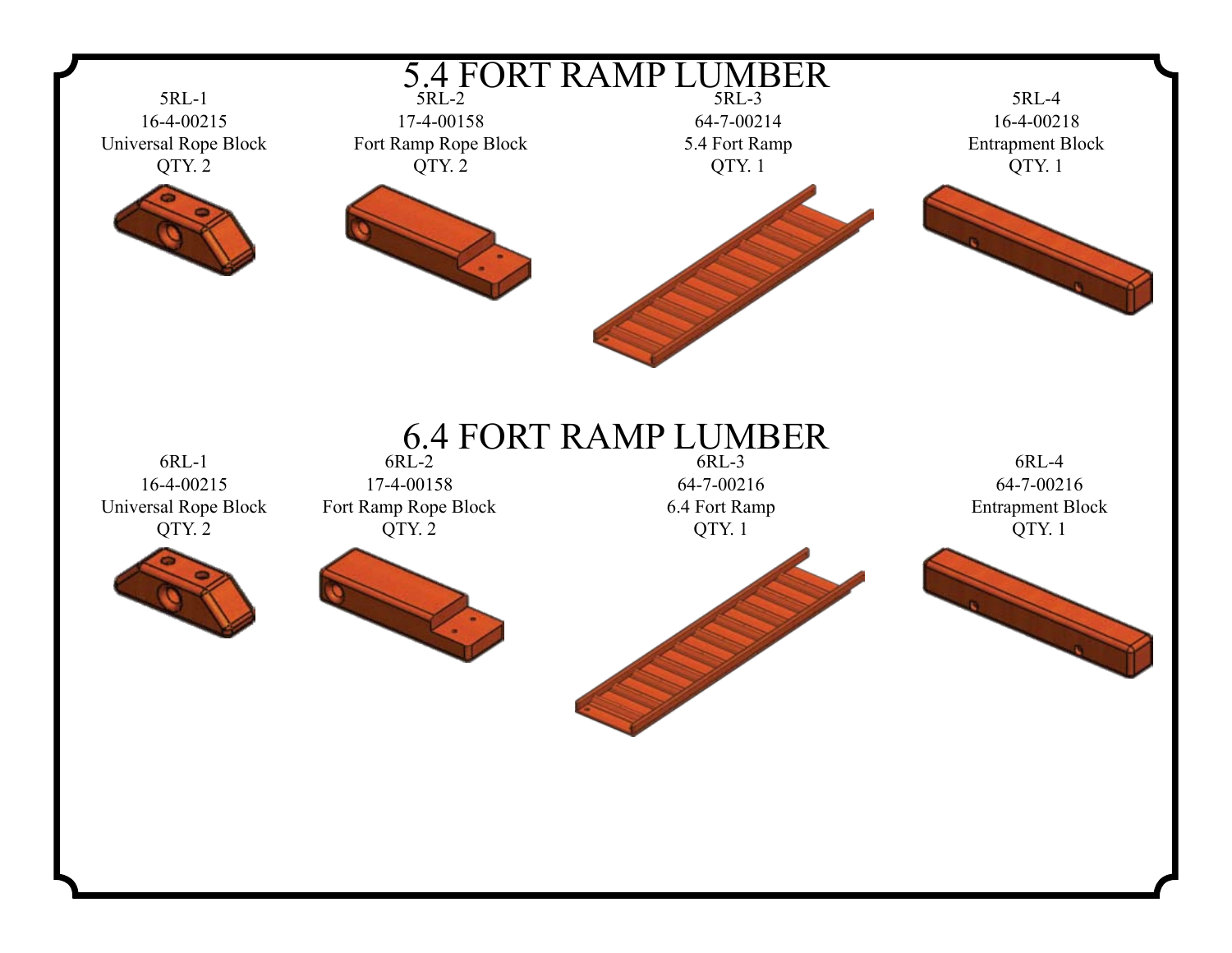# 5.4 FORT RAMP LUMBER

| 5RL-1 | 5RL-2 | 5RL-3 | 5RL-4 |
|---|---|---|---|
| 16-4-00215 | 17-4-00158 | 64-7-00214 | 16-4-00218 |
| Universal Rope Block | Fort Ramp Rope Block | 5.4 Fort Ramp | Entrapment Block |
| QTY. 2 | QTY. 2 | QTY. 1 | QTY. 1 |

# 6.4 FORT RAMP LUMBER

| 6RL-1 | 6RL-2 | 6RL-3 | 6RL-4 |
|---|---|---|---|
| 16-4-00215 | 17-4-00158 | 64-7-00216 | 64-7-00216 |
| Universal Rope Block | Fort Ramp Rope Block | 6.4 Fort Ramp | Entrapment Block |
| QTY. 2 | QTY. 2 | QTY. 1 | QTY. 1 |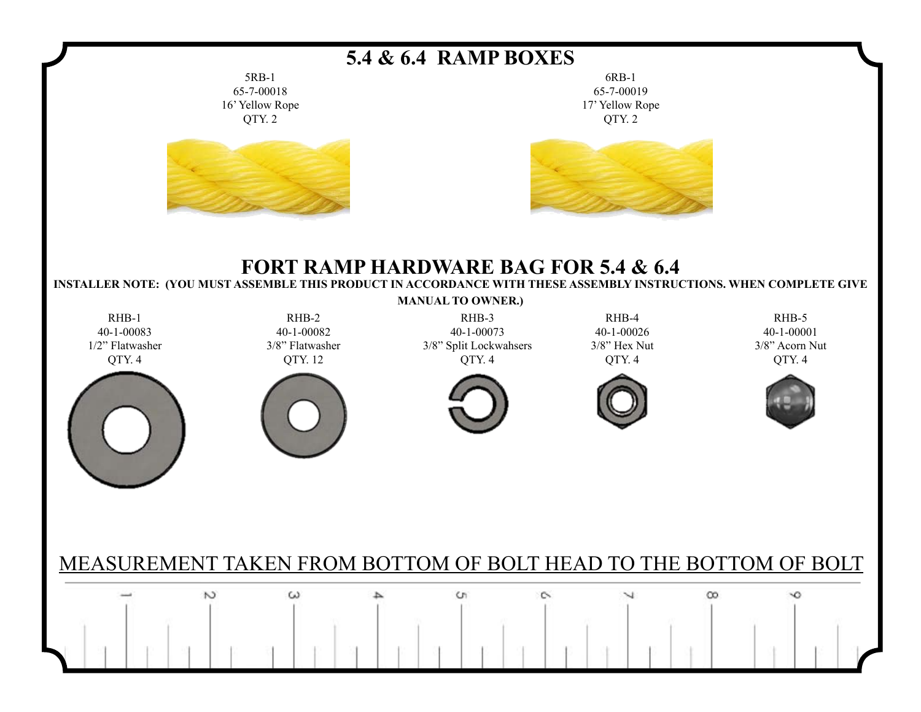# 5.4 & 6.4 RAMP BOXES

| 5RB-1 | 6RB-1 |
|---|---|
| 65-7-00018 | 65-7-00019 |
| 16' Yellow Rope | 17' Yellow Rope |
| QTY. 2 | QTY. 2 |

# FORT RAMP HARDWARE BAG FOR 5.4 & 6.4

**INSTALLER NOTE: (YOU MUST ASSEMBLE THIS PRODUCT IN ACCORDANCE WITH THESE ASSEMBLY INSTRUCTIONS. WHEN COMPLETE GIVE MANUAL TO OWNER.)**

| RHB-1 | RHB-2 | RHB-3 | RHB-4 | RHB-5 |
|---|---|---|---|---|
| 40-1-00083 | 40-1-00082 | 40-1-00073 | 40-1-00026 | 40-1-00001 |
| 1/2" Flatwasher | 3/8" Flatwasher | 3/8" Split Lockwahsers | 3/8" Hex Nut | 3/8" Acorn Nut |
| QTY. 4 | QTY. 12 | QTY. 4 | QTY. 4 | QTY. 4 |

MEASUREMENT TAKEN FROM BOTTOM OF BOLT HEAD TO THE BOTTOM OF BOLT

1 2 3 4 5 6 7 8 9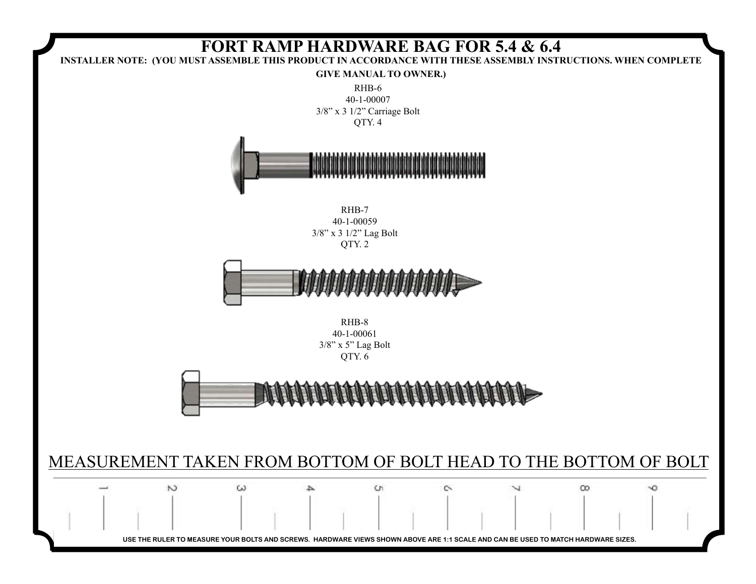# FORT RAMP HARDWARE BAG FOR 5.4 & 6.4

**INSTALLER NOTE: (YOU MUST ASSEMBLE THIS PRODUCT IN ACCORDANCE WITH THESE ASSEMBLY INSTRUCTIONS. WHEN COMPLETE GIVE MANUAL TO OWNER.)**

RHB-6
40-1-00007
3/8” x 3 1/2” Carriage Bolt
QTY. 4

RHB-7
40-1-00059
3/8” x 3 1/2” Lag Bolt
QTY. 2

RHB-8
40-1-00061
3/8” x 5” Lag Bolt
QTY. 6

MEASUREMENT TAKEN FROM BOTTOM OF BOLT HEAD TO THE BOTTOM OF BOLT

1 2 3 4 5 6 7 8 9

USE THE RULER TO MEASURE YOUR BOLTS AND SCREWS. HARDWARE VIEWS SHOWN ABOVE ARE 1:1 SCALE AND CAN BE USED TO MATCH HARDWARE SIZES.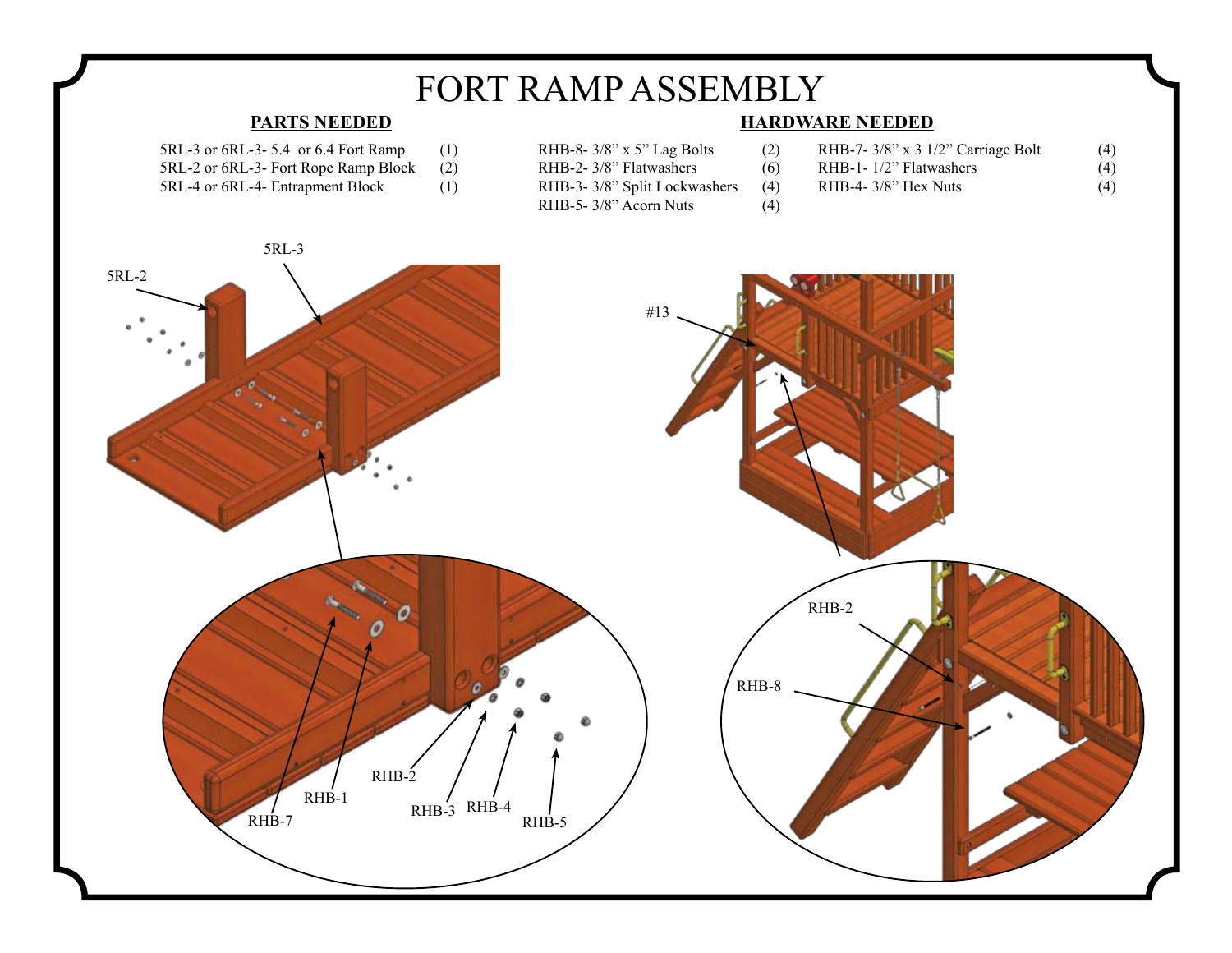# FORT RAMP ASSEMBLY

## PARTS NEEDED

| Part | Qty |
|---|---|
| 5RL-3 or 6RL-3- 5.4 or 6.4 Fort Ramp | (1) |
| 5RL-2 or 6RL-3- Fort Rope Ramp Block | (2) |
| 5RL-4 or 6RL-4- Entrapment Block | (1) |

## HARDWARE NEEDED

| Hardware | Qty | Hardware | Qty |
|---|---|---|---|
| RHB-8- 3/8” x 5” Lag Bolts | (2) | RHB-7- 3/8” x 3 1/2” Carriage Bolt | (4) |
| RHB-2- 3/8” Flatwashers | (6) | RHB-1- 1/2” Flatwashers | (4) |
| RHB-3- 3/8” Split Lockwashers | (4) | RHB-4- 3/8” Hex Nuts | (4) |
| RHB-5- 3/8” Acorn Nuts | (4) | | |

5RL-3

5RL-2

#13

RHB-2

RHB-8

RHB-2

RHB-1

RHB-7

RHB-3

RHB-4

RHB-5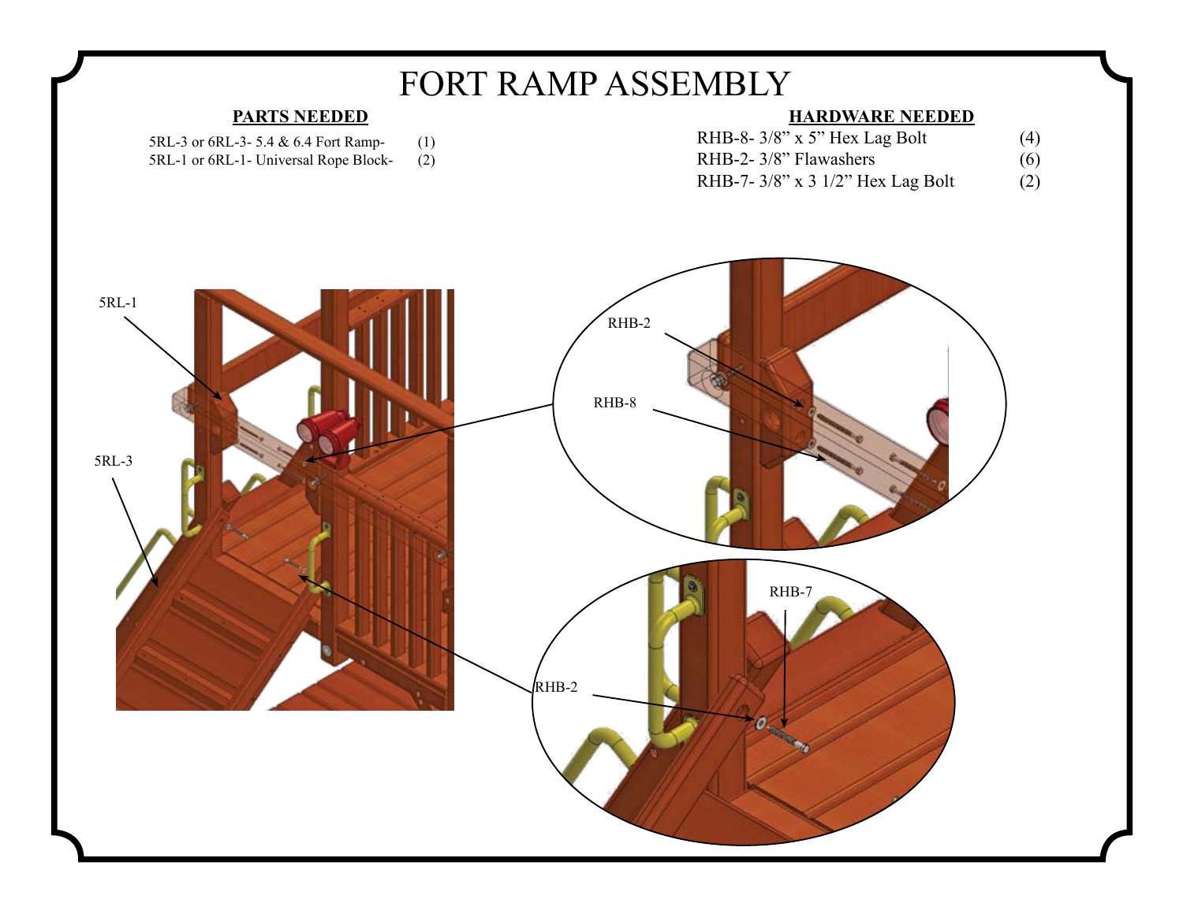# FORT RAMP ASSEMBLY

**PARTS NEEDED**

| Part | Qty |
|---|---|
| 5RL-3 or 6RL-3- 5.4 & 6.4 Fort Ramp- | (1) |
| 5RL-1 or 6RL-1- Universal Rope Block- | (2) |

**HARDWARE NEEDED**

| Hardware | Qty |
|---|---|
| RHB-8- 3/8” x 5” Hex Lag Bolt | (4) |
| RHB-2- 3/8” Flawashers | (6) |
| RHB-7- 3/8” x 3 1/2” Hex Lag Bolt | (2) |

5RL-1

5RL-3

RHB-2

RHB-8

RHB-7

RHB-2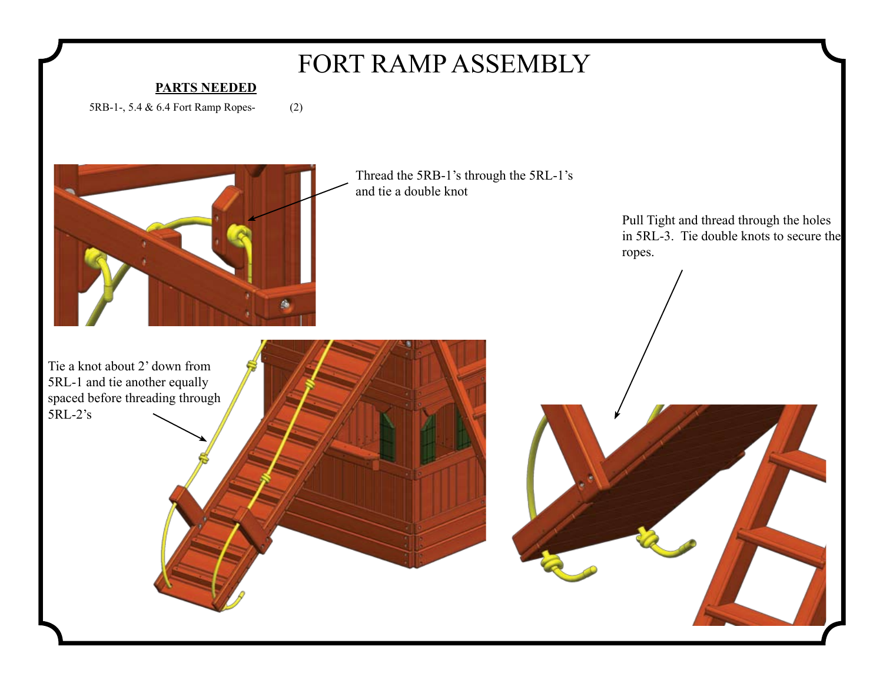# FORT RAMP ASSEMBLY

**PARTS NEEDED**

5RB-1-, 5.4 & 6.4 Fort Ramp Ropes- (2)

Thread the 5RB-1's through the 5RL-1's and tie a double knot

Pull Tight and thread through the holes in 5RL-3. Tie double knots to secure the ropes.

Tie a knot about 2' down from 5RL-1 and tie another equally spaced before threading through 5RL-2's